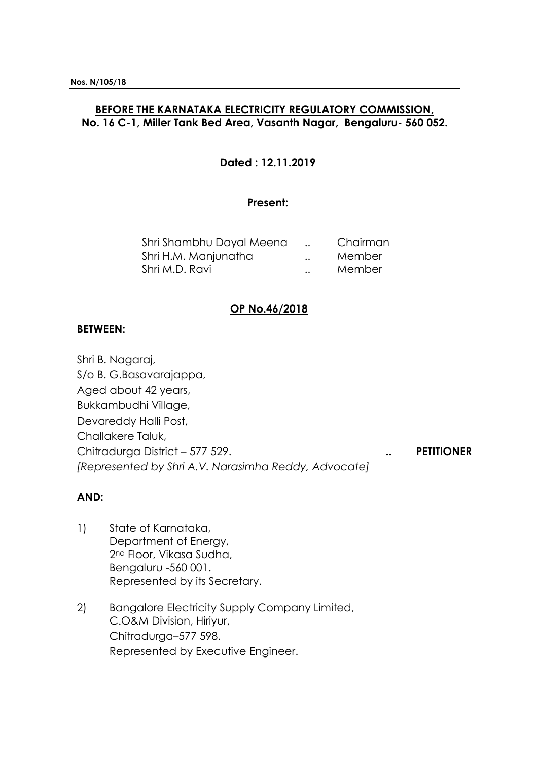**Nos. N/105/18**

**BEFORE THE KARNATAKA ELECTRICITY REGULATORY COMMISSION,**
**No. 16 C-1, Miller Tank Bed Area, Vasanth Nagar, Bengaluru- 560 052.**

**Dated : 12.11.2019**

**Present:**

| | | |
|---|---|---|
| Shri Shambhu Dayal Meena | .. | Chairman |
| Shri H.M. Manjunatha | .. | Member |
| Shri M.D. Ravi | .. | Member |

**OP No.46/2018**

**BETWEEN:**

Shri B. Nagaraj,
S/o B. G.Basavarajappa,
Aged about 42 years,
Bukkambudhi Village,
Devareddy Halli Post,
Challakere Taluk,
Chitradurga District – 577 529. .. **PETITIONER**
*[Represented by Shri A.V. Narasimha Reddy, Advocate]*

**AND:**

1) State of Karnataka,
   Department of Energy,
   2nd Floor, Vikasa Sudha,
   Bengaluru -560 001.
   Represented by its Secretary.

2) Bangalore Electricity Supply Company Limited,
   C.O&M Division, Hiriyur,
   Chitradurga–577 598.
   Represented by Executive Engineer.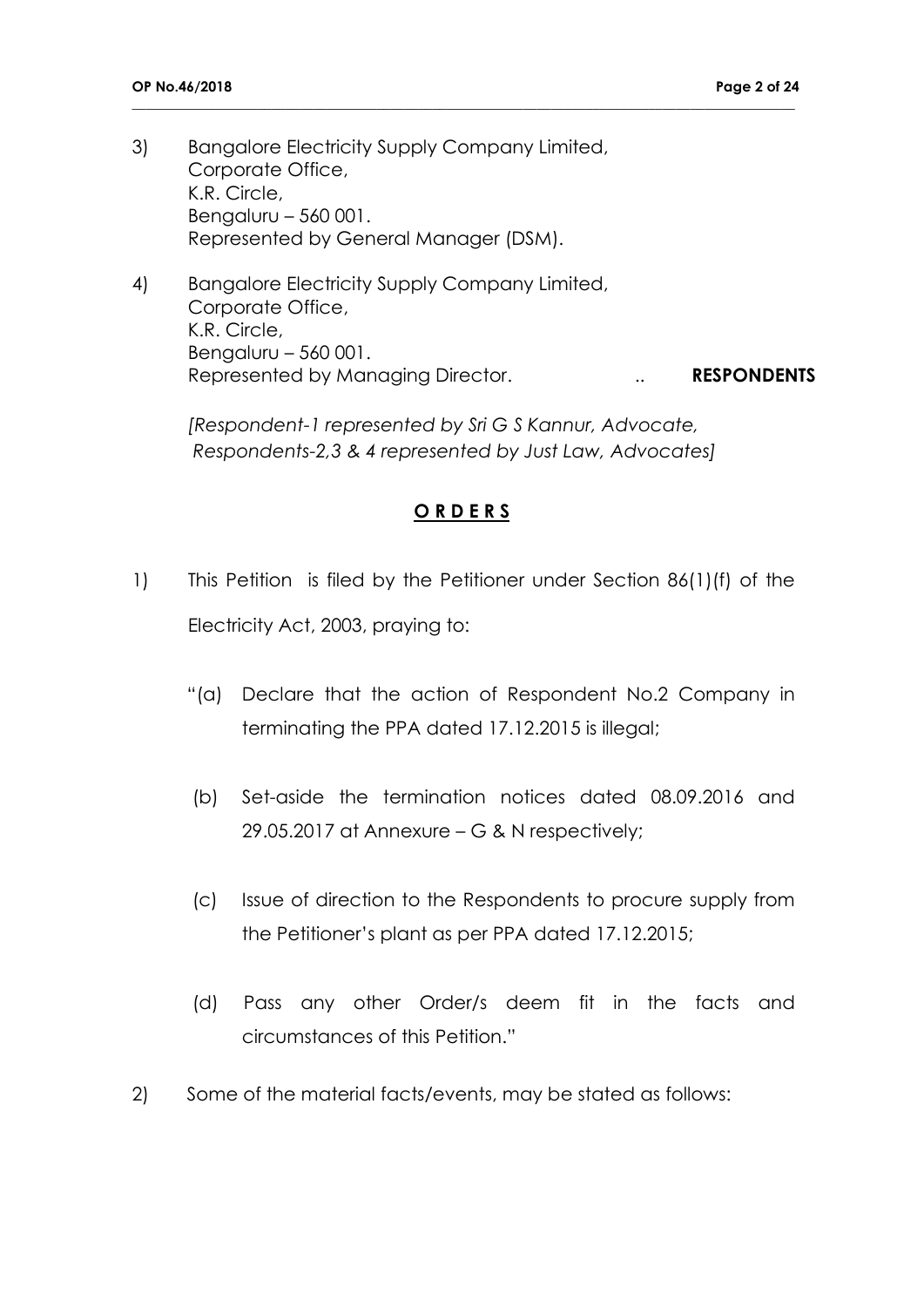3) Bangalore Electricity Supply Company Limited,
   Corporate Office,
   K.R. Circle,
   Bengaluru – 560 001.
   Represented by General Manager (DSM).

4) Bangalore Electricity Supply Company Limited,
   Corporate Office,
   K.R. Circle,
   Bengaluru – 560 001.
   Represented by Managing Director. .. **RESPONDENTS**

*[Respondent-1 represented by Sri G S Kannur, Advocate,
Respondents-2,3 & 4 represented by Just Law, Advocates]*

## **O R D E R S**

1) This Petition is filed by the Petitioner under Section 86(1)(f) of the Electricity Act, 2003, praying to:

   "(a) Declare that the action of Respondent No.2 Company in terminating the PPA dated 17.12.2015 is illegal;

   (b) Set-aside the termination notices dated 08.09.2016 and 29.05.2017 at Annexure – G & N respectively;

   (c) Issue of direction to the Respondents to procure supply from the Petitioner's plant as per PPA dated 17.12.2015;

   (d) Pass any other Order/s deem fit in the facts and circumstances of this Petition."

2) Some of the material facts/events, may be stated as follows: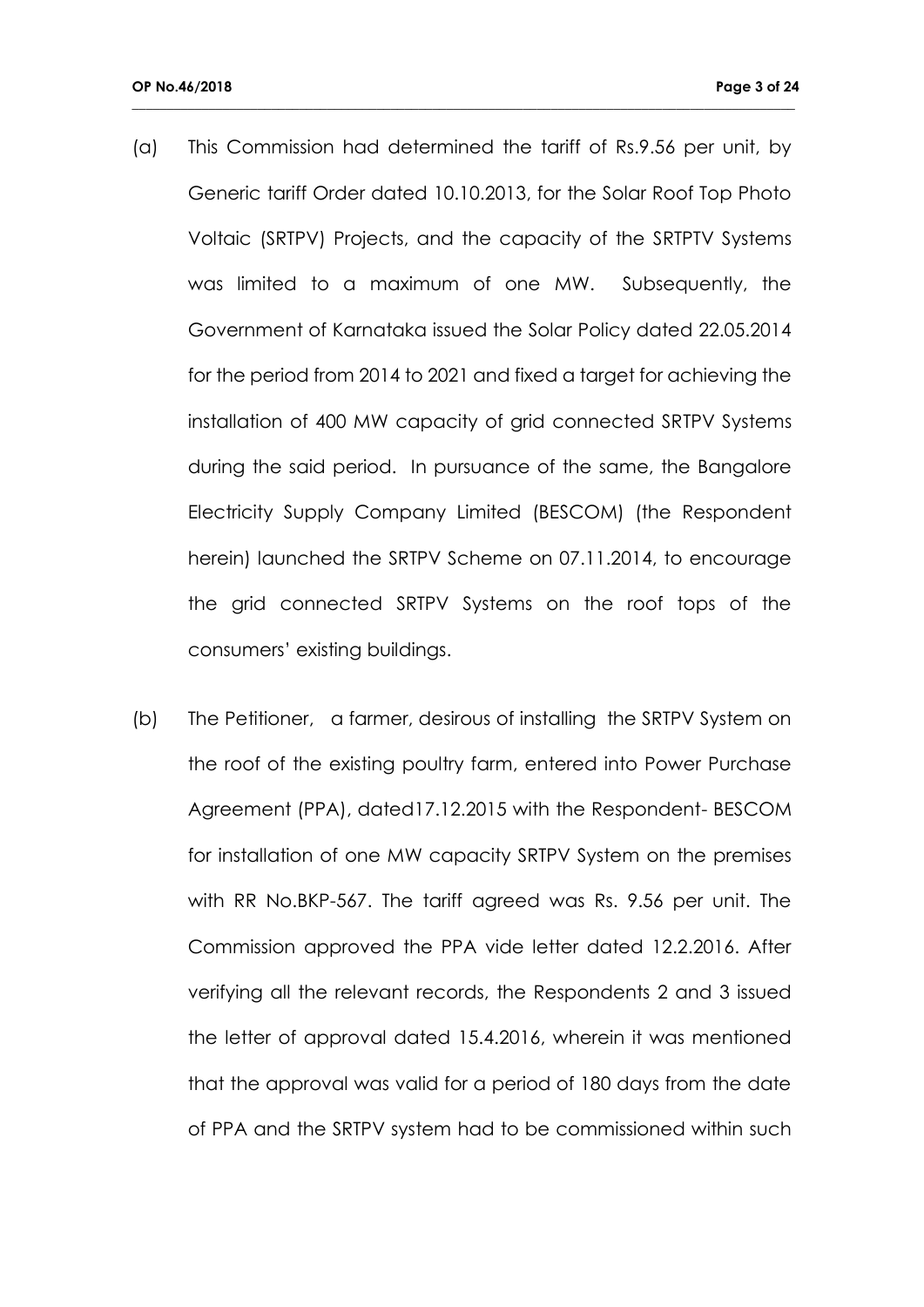(a) This Commission had determined the tariff of Rs.9.56 per unit, by Generic tariff Order dated 10.10.2013, for the Solar Roof Top Photo Voltaic (SRTPV) Projects, and the capacity of the SRTPTV Systems was limited to a maximum of one MW. Subsequently, the Government of Karnataka issued the Solar Policy dated 22.05.2014 for the period from 2014 to 2021 and fixed a target for achieving the installation of 400 MW capacity of grid connected SRTPV Systems during the said period. In pursuance of the same, the Bangalore Electricity Supply Company Limited (BESCOM) (the Respondent herein) launched the SRTPV Scheme on 07.11.2014, to encourage the grid connected SRTPV Systems on the roof tops of the consumers' existing buildings.

(b) The Petitioner, a farmer, desirous of installing the SRTPV System on the roof of the existing poultry farm, entered into Power Purchase Agreement (PPA), dated17.12.2015 with the Respondent- BESCOM for installation of one MW capacity SRTPV System on the premises with RR No.BKP-567. The tariff agreed was Rs. 9.56 per unit. The Commission approved the PPA vide letter dated 12.2.2016. After verifying all the relevant records, the Respondents 2 and 3 issued the letter of approval dated 15.4.2016, wherein it was mentioned that the approval was valid for a period of 180 days from the date of PPA and the SRTPV system had to be commissioned within such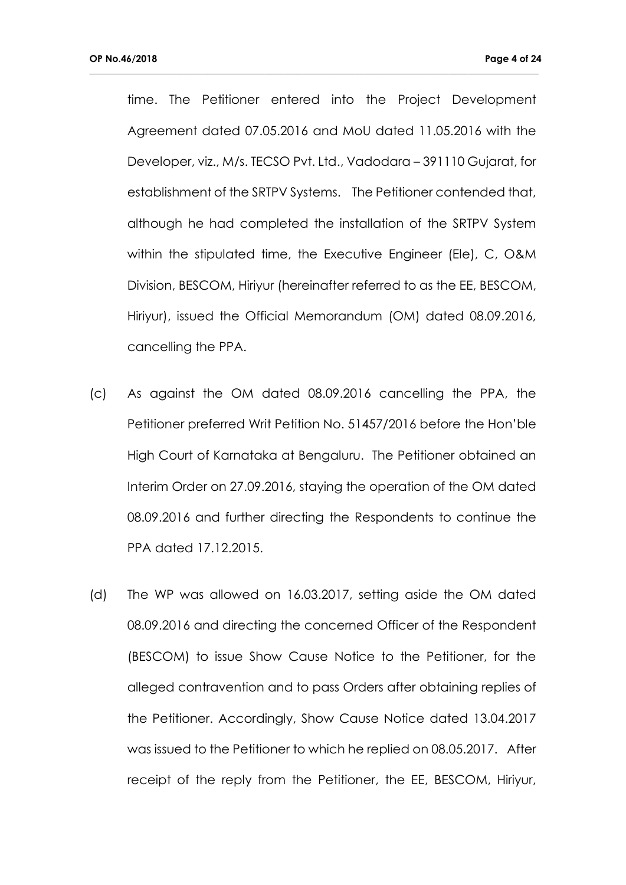time. The Petitioner entered into the Project Development Agreement dated 07.05.2016 and MoU dated 11.05.2016 with the Developer, viz., M/s. TECSO Pvt. Ltd., Vadodara – 391110 Gujarat, for establishment of the SRTPV Systems. The Petitioner contended that, although he had completed the installation of the SRTPV System within the stipulated time, the Executive Engineer (Ele), C, O&M Division, BESCOM, Hiriyur (hereinafter referred to as the EE, BESCOM, Hiriyur), issued the Official Memorandum (OM) dated 08.09.2016, cancelling the PPA.

(c) As against the OM dated 08.09.2016 cancelling the PPA, the Petitioner preferred Writ Petition No. 51457/2016 before the Hon'ble High Court of Karnataka at Bengaluru. The Petitioner obtained an Interim Order on 27.09.2016, staying the operation of the OM dated 08.09.2016 and further directing the Respondents to continue the PPA dated 17.12.2015.

(d) The WP was allowed on 16.03.2017, setting aside the OM dated 08.09.2016 and directing the concerned Officer of the Respondent (BESCOM) to issue Show Cause Notice to the Petitioner, for the alleged contravention and to pass Orders after obtaining replies of the Petitioner. Accordingly, Show Cause Notice dated 13.04.2017 was issued to the Petitioner to which he replied on 08.05.2017. After receipt of the reply from the Petitioner, the EE, BESCOM, Hiriyur,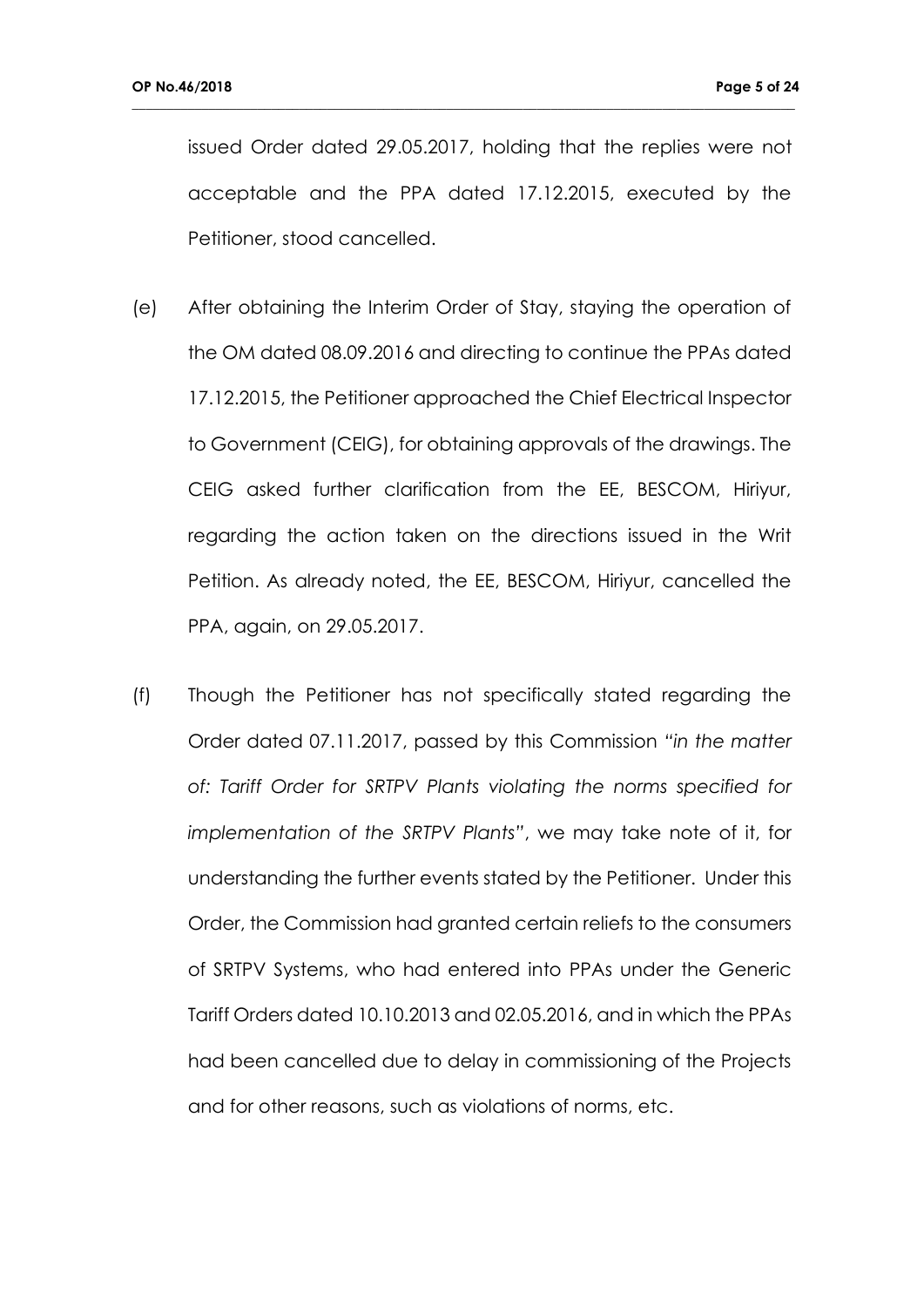issued Order dated 29.05.2017, holding that the replies were not acceptable and the PPA dated 17.12.2015, executed by the Petitioner, stood cancelled.

(e) After obtaining the Interim Order of Stay, staying the operation of the OM dated 08.09.2016 and directing to continue the PPAs dated 17.12.2015, the Petitioner approached the Chief Electrical Inspector to Government (CEIG), for obtaining approvals of the drawings. The CEIG asked further clarification from the EE, BESCOM, Hiriyur, regarding the action taken on the directions issued in the Writ Petition. As already noted, the EE, BESCOM, Hiriyur, cancelled the PPA, again, on 29.05.2017.

(f) Though the Petitioner has not specifically stated regarding the Order dated 07.11.2017, passed by this Commission *"in the matter of: Tariff Order for SRTPV Plants violating the norms specified for implementation of the SRTPV Plants"*, we may take note of it, for understanding the further events stated by the Petitioner. Under this Order, the Commission had granted certain reliefs to the consumers of SRTPV Systems, who had entered into PPAs under the Generic Tariff Orders dated 10.10.2013 and 02.05.2016, and in which the PPAs had been cancelled due to delay in commissioning of the Projects and for other reasons, such as violations of norms, etc.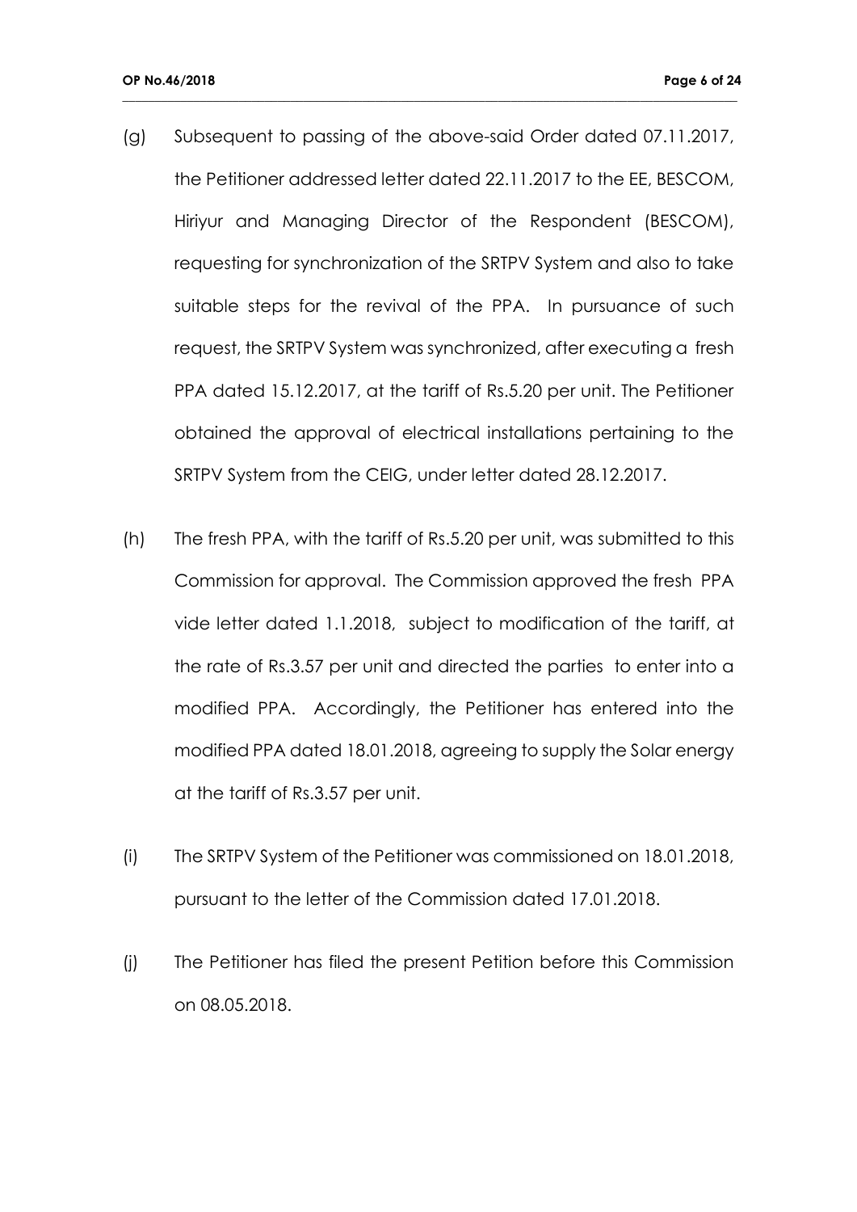(g) Subsequent to passing of the above-said Order dated 07.11.2017, the Petitioner addressed letter dated 22.11.2017 to the EE, BESCOM, Hiriyur and Managing Director of the Respondent (BESCOM), requesting for synchronization of the SRTPV System and also to take suitable steps for the revival of the PPA. In pursuance of such request, the SRTPV System was synchronized, after executing a fresh PPA dated 15.12.2017, at the tariff of Rs.5.20 per unit. The Petitioner obtained the approval of electrical installations pertaining to the SRTPV System from the CEIG, under letter dated 28.12.2017.

(h) The fresh PPA, with the tariff of Rs.5.20 per unit, was submitted to this Commission for approval. The Commission approved the fresh PPA vide letter dated 1.1.2018, subject to modification of the tariff, at the rate of Rs.3.57 per unit and directed the parties to enter into a modified PPA. Accordingly, the Petitioner has entered into the modified PPA dated 18.01.2018, agreeing to supply the Solar energy at the tariff of Rs.3.57 per unit.

(i) The SRTPV System of the Petitioner was commissioned on 18.01.2018, pursuant to the letter of the Commission dated 17.01.2018.

(j) The Petitioner has filed the present Petition before this Commission on 08.05.2018.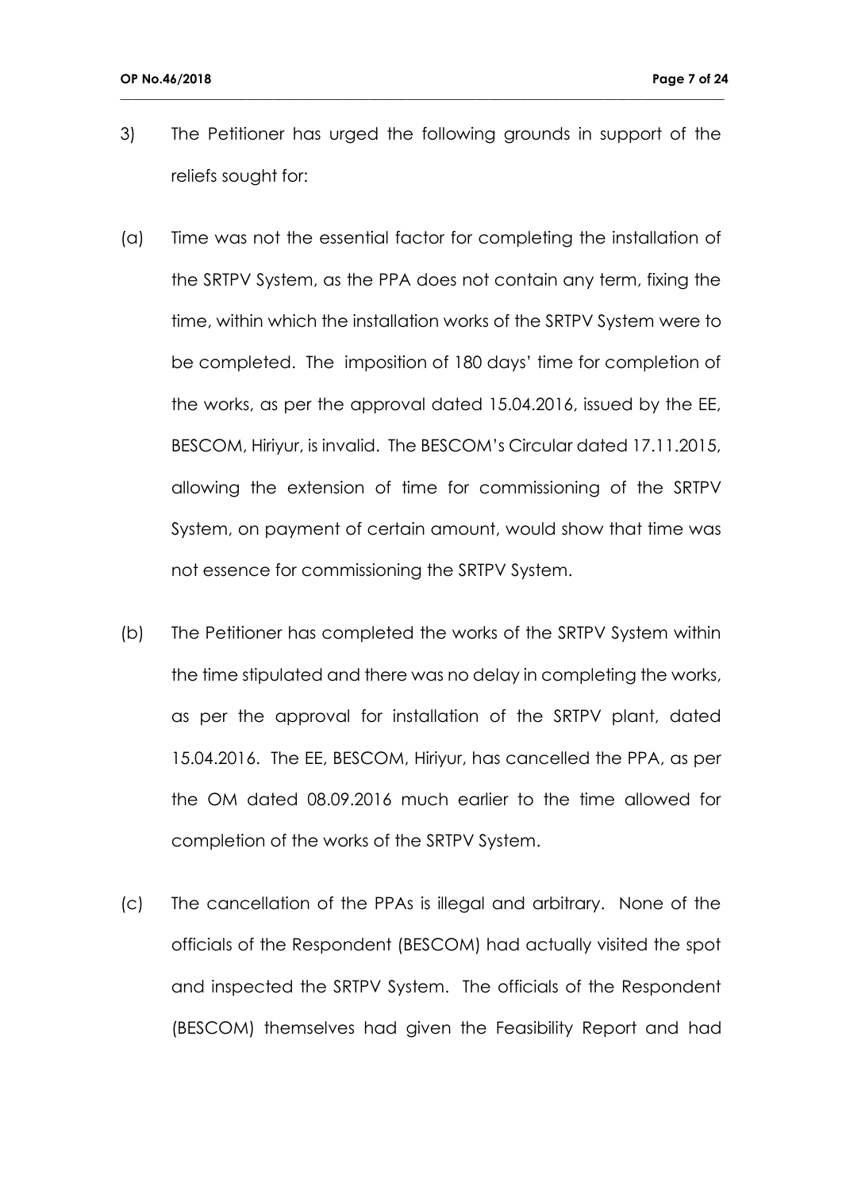3) The Petitioner has urged the following grounds in support of the reliefs sought for:

(a) Time was not the essential factor for completing the installation of the SRTPV System, as the PPA does not contain any term, fixing the time, within which the installation works of the SRTPV System were to be completed. The imposition of 180 days' time for completion of the works, as per the approval dated 15.04.2016, issued by the EE, BESCOM, Hiriyur, is invalid. The BESCOM's Circular dated 17.11.2015, allowing the extension of time for commissioning of the SRTPV System, on payment of certain amount, would show that time was not essence for commissioning the SRTPV System.

(b) The Petitioner has completed the works of the SRTPV System within the time stipulated and there was no delay in completing the works, as per the approval for installation of the SRTPV plant, dated 15.04.2016. The EE, BESCOM, Hiriyur, has cancelled the PPA, as per the OM dated 08.09.2016 much earlier to the time allowed for completion of the works of the SRTPV System.

(c) The cancellation of the PPAs is illegal and arbitrary. None of the officials of the Respondent (BESCOM) had actually visited the spot and inspected the SRTPV System. The officials of the Respondent (BESCOM) themselves had given the Feasibility Report and had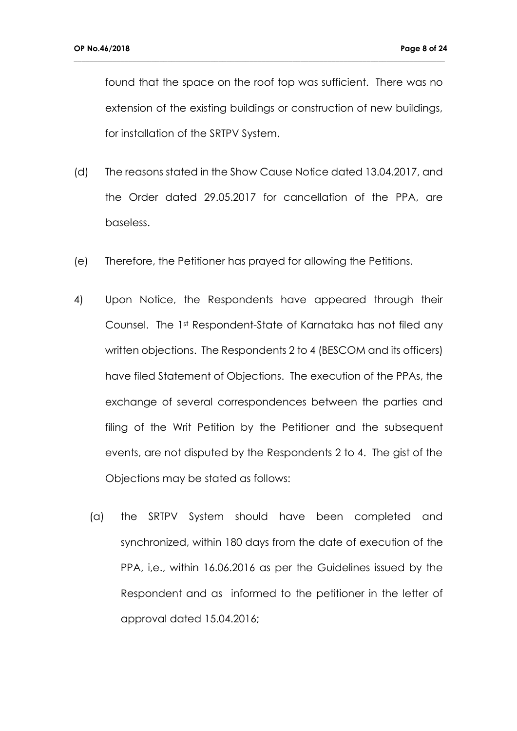found that the space on the roof top was sufficient. There was no extension of the existing buildings or construction of new buildings, for installation of the SRTPV System.

(d) The reasons stated in the Show Cause Notice dated 13.04.2017, and the Order dated 29.05.2017 for cancellation of the PPA, are baseless.

(e) Therefore, the Petitioner has prayed for allowing the Petitions.

4) Upon Notice, the Respondents have appeared through their Counsel. The 1st Respondent-State of Karnataka has not filed any written objections. The Respondents 2 to 4 (BESCOM and its officers) have filed Statement of Objections. The execution of the PPAs, the exchange of several correspondences between the parties and filing of the Writ Petition by the Petitioner and the subsequent events, are not disputed by the Respondents 2 to 4. The gist of the Objections may be stated as follows:

   (a) the SRTPV System should have been completed and synchronized, within 180 days from the date of execution of the PPA, i,e., within 16.06.2016 as per the Guidelines issued by the Respondent and as informed to the petitioner in the letter of approval dated 15.04.2016;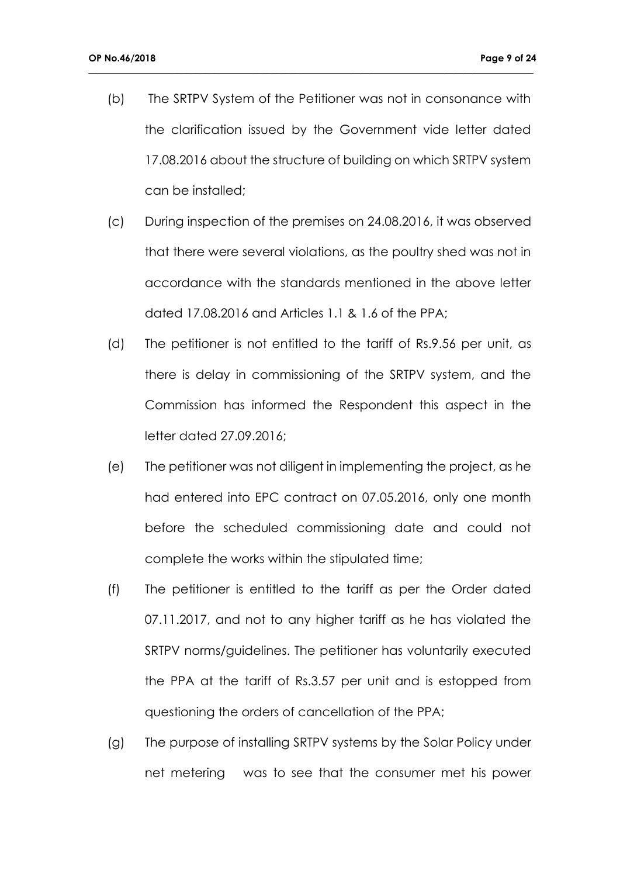(b) The SRTPV System of the Petitioner was not in consonance with the clarification issued by the Government vide letter dated 17.08.2016 about the structure of building on which SRTPV system can be installed;

(c) During inspection of the premises on 24.08.2016, it was observed that there were several violations, as the poultry shed was not in accordance with the standards mentioned in the above letter dated 17.08.2016 and Articles 1.1 & 1.6 of the PPA;

(d) The petitioner is not entitled to the tariff of Rs.9.56 per unit, as there is delay in commissioning of the SRTPV system, and the Commission has informed the Respondent this aspect in the letter dated 27.09.2016;

(e) The petitioner was not diligent in implementing the project, as he had entered into EPC contract on 07.05.2016, only one month before the scheduled commissioning date and could not complete the works within the stipulated time;

(f) The petitioner is entitled to the tariff as per the Order dated 07.11.2017, and not to any higher tariff as he has violated the SRTPV norms/guidelines. The petitioner has voluntarily executed the PPA at the tariff of Rs.3.57 per unit and is estopped from questioning the orders of cancellation of the PPA;

(g) The purpose of installing SRTPV systems by the Solar Policy under net metering was to see that the consumer met his power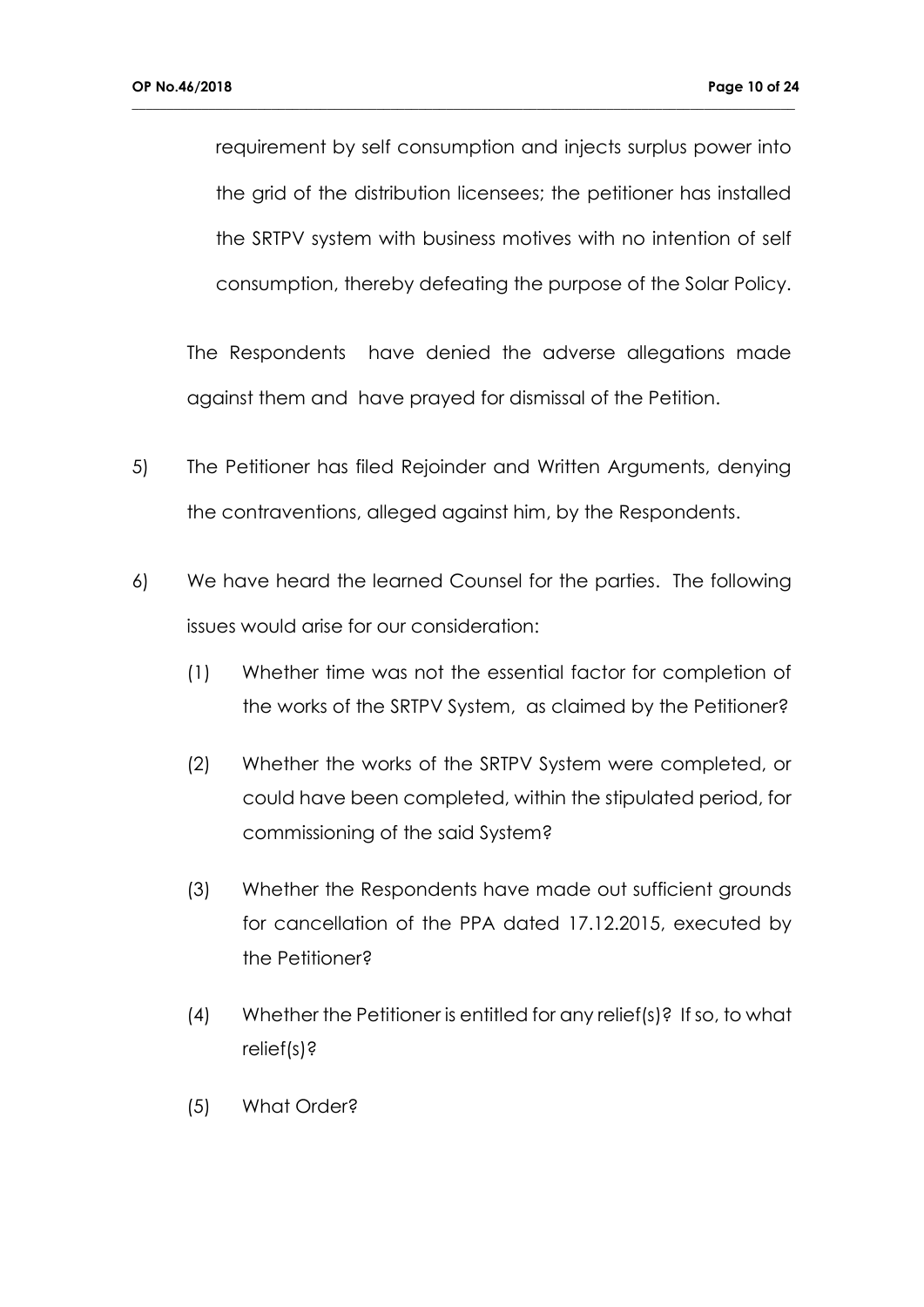requirement by self consumption and injects surplus power into the grid of the distribution licensees; the petitioner has installed the SRTPV system with business motives with no intention of self consumption, thereby defeating the purpose of the Solar Policy.

The Respondents have denied the adverse allegations made against them and have prayed for dismissal of the Petition.

5) The Petitioner has filed Rejoinder and Written Arguments, denying the contraventions, alleged against him, by the Respondents.

6) We have heard the learned Counsel for the parties. The following issues would arise for our consideration:

   (1) Whether time was not the essential factor for completion of the works of the SRTPV System, as claimed by the Petitioner?

   (2) Whether the works of the SRTPV System were completed, or could have been completed, within the stipulated period, for commissioning of the said System?

   (3) Whether the Respondents have made out sufficient grounds for cancellation of the PPA dated 17.12.2015, executed by the Petitioner?

   (4) Whether the Petitioner is entitled for any relief(s)? If so, to what relief(s)?

   (5) What Order?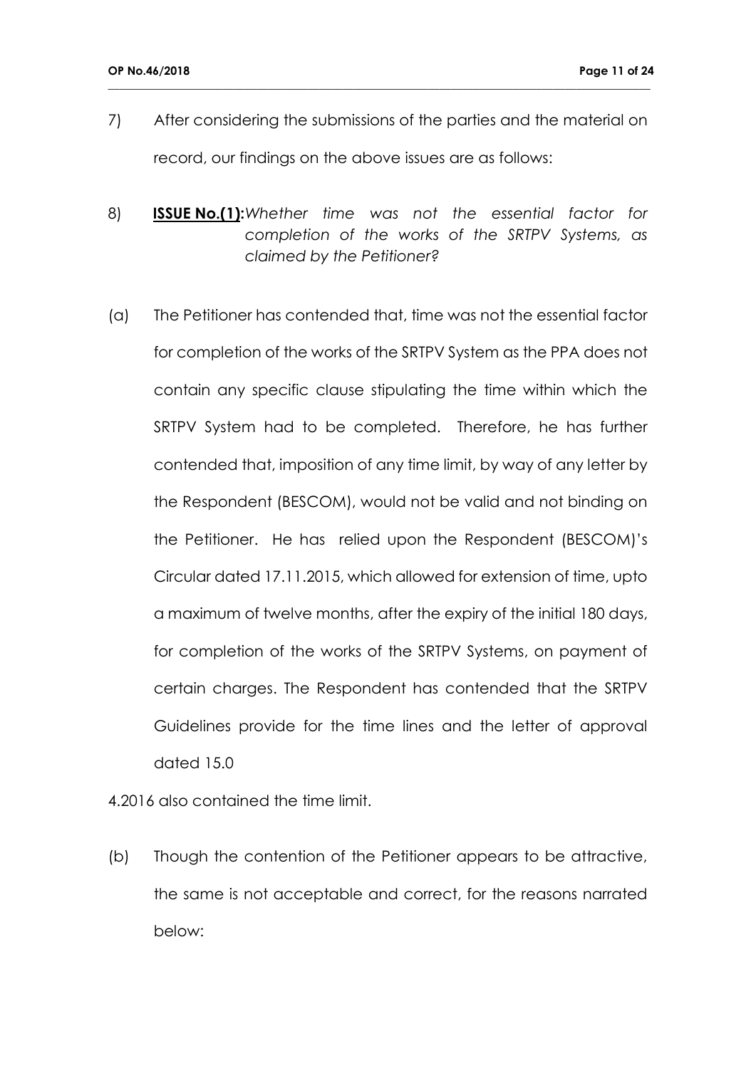7) After considering the submissions of the parties and the material on record, our findings on the above issues are as follows:

8) **ISSUE No.(1):** *Whether time was not the essential factor for completion of the works of the SRTPV Systems, as claimed by the Petitioner?*

(a) The Petitioner has contended that, time was not the essential factor for completion of the works of the SRTPV System as the PPA does not contain any specific clause stipulating the time within which the SRTPV System had to be completed. Therefore, he has further contended that, imposition of any time limit, by way of any letter by the Respondent (BESCOM), would not be valid and not binding on the Petitioner. He has relied upon the Respondent (BESCOM)'s Circular dated 17.11.2015, which allowed for extension of time, upto a maximum of twelve months, after the expiry of the initial 180 days, for completion of the works of the SRTPV Systems, on payment of certain charges. The Respondent has contended that the SRTPV Guidelines provide for the time lines and the letter of approval dated 15.0

4.2016 also contained the time limit.

(b) Though the contention of the Petitioner appears to be attractive, the same is not acceptable and correct, for the reasons narrated below: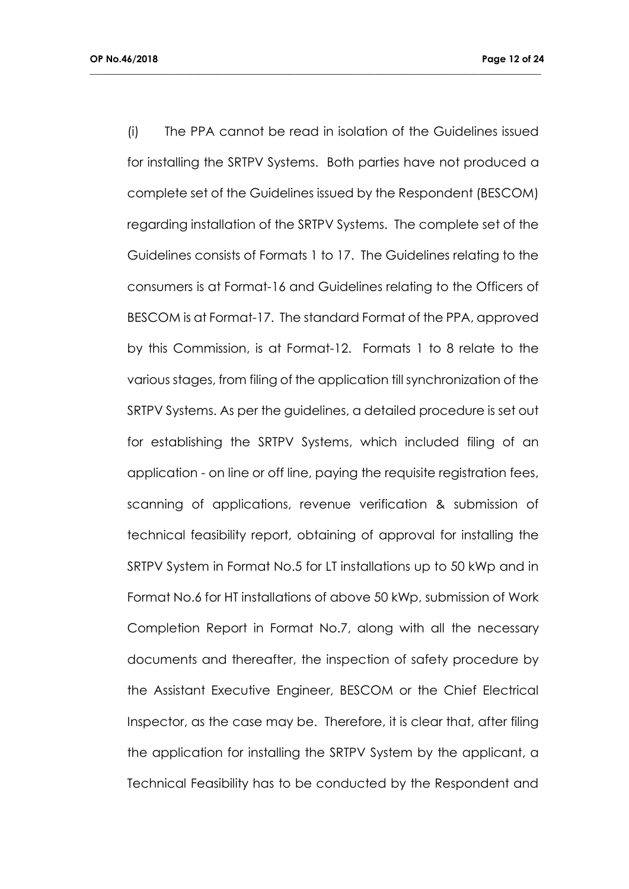(i) The PPA cannot be read in isolation of the Guidelines issued for installing the SRTPV Systems. Both parties have not produced a complete set of the Guidelines issued by the Respondent (BESCOM) regarding installation of the SRTPV Systems. The complete set of the Guidelines consists of Formats 1 to 17. The Guidelines relating to the consumers is at Format-16 and Guidelines relating to the Officers of BESCOM is at Format-17. The standard Format of the PPA, approved by this Commission, is at Format-12. Formats 1 to 8 relate to the various stages, from filing of the application till synchronization of the SRTPV Systems. As per the guidelines, a detailed procedure is set out for establishing the SRTPV Systems, which included filing of an application - on line or off line, paying the requisite registration fees, scanning of applications, revenue verification & submission of technical feasibility report, obtaining of approval for installing the SRTPV System in Format No.5 for LT installations up to 50 kWp and in Format No.6 for HT installations of above 50 kWp, submission of Work Completion Report in Format No.7, along with all the necessary documents and thereafter, the inspection of safety procedure by the Assistant Executive Engineer, BESCOM or the Chief Electrical Inspector, as the case may be. Therefore, it is clear that, after filing the application for installing the SRTPV System by the applicant, a Technical Feasibility has to be conducted by the Respondent and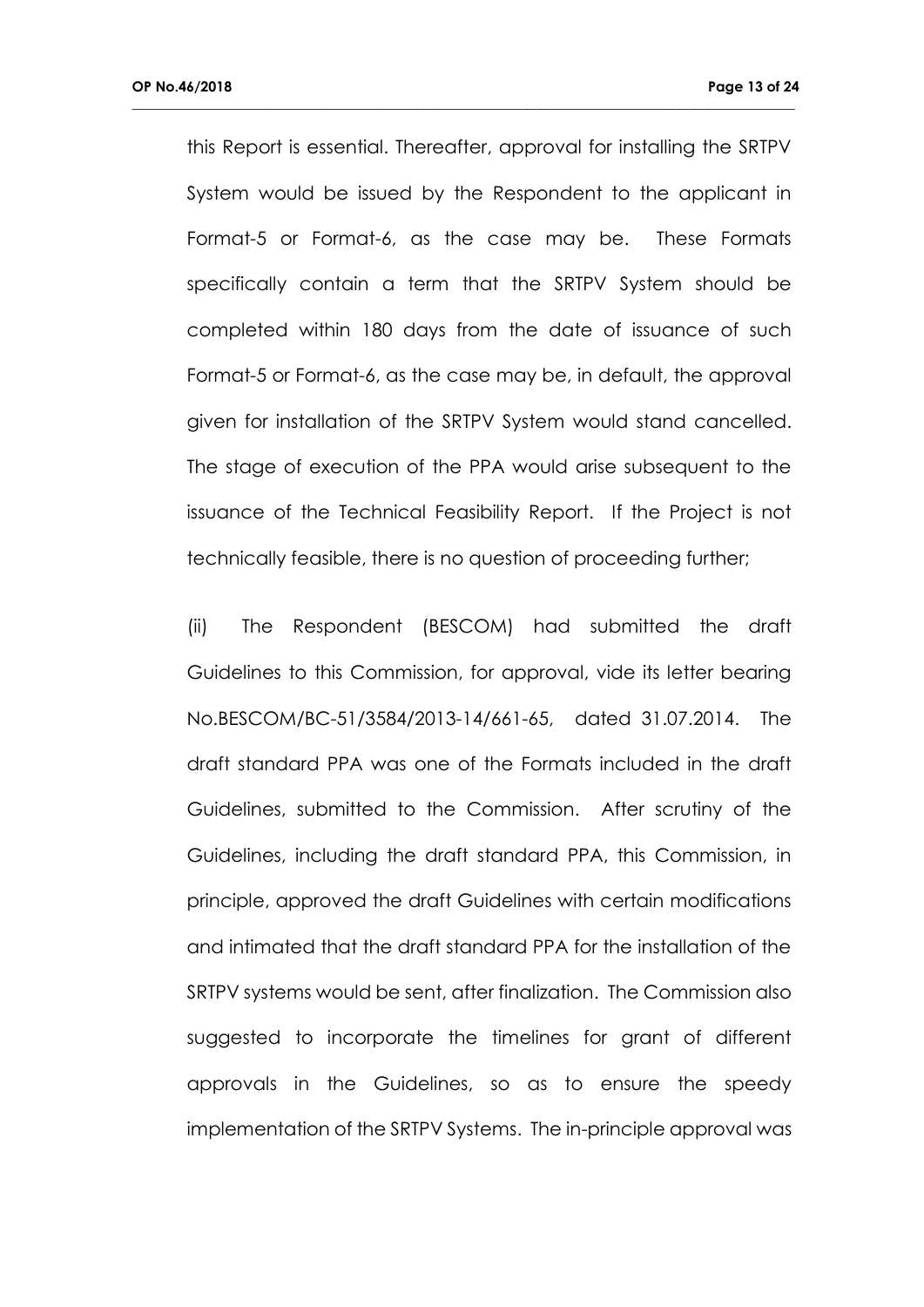this Report is essential. Thereafter, approval for installing the SRTPV System would be issued by the Respondent to the applicant in Format-5 or Format-6, as the case may be. These Formats specifically contain a term that the SRTPV System should be completed within 180 days from the date of issuance of such Format-5 or Format-6, as the case may be, in default, the approval given for installation of the SRTPV System would stand cancelled. The stage of execution of the PPA would arise subsequent to the issuance of the Technical Feasibility Report. If the Project is not technically feasible, there is no question of proceeding further;

(ii) The Respondent (BESCOM) had submitted the draft Guidelines to this Commission, for approval, vide its letter bearing No.BESCOM/BC-51/3584/2013-14/661-65, dated 31.07.2014. The draft standard PPA was one of the Formats included in the draft Guidelines, submitted to the Commission. After scrutiny of the Guidelines, including the draft standard PPA, this Commission, in principle, approved the draft Guidelines with certain modifications and intimated that the draft standard PPA for the installation of the SRTPV systems would be sent, after finalization. The Commission also suggested to incorporate the timelines for grant of different approvals in the Guidelines, so as to ensure the speedy implementation of the SRTPV Systems. The in-principle approval was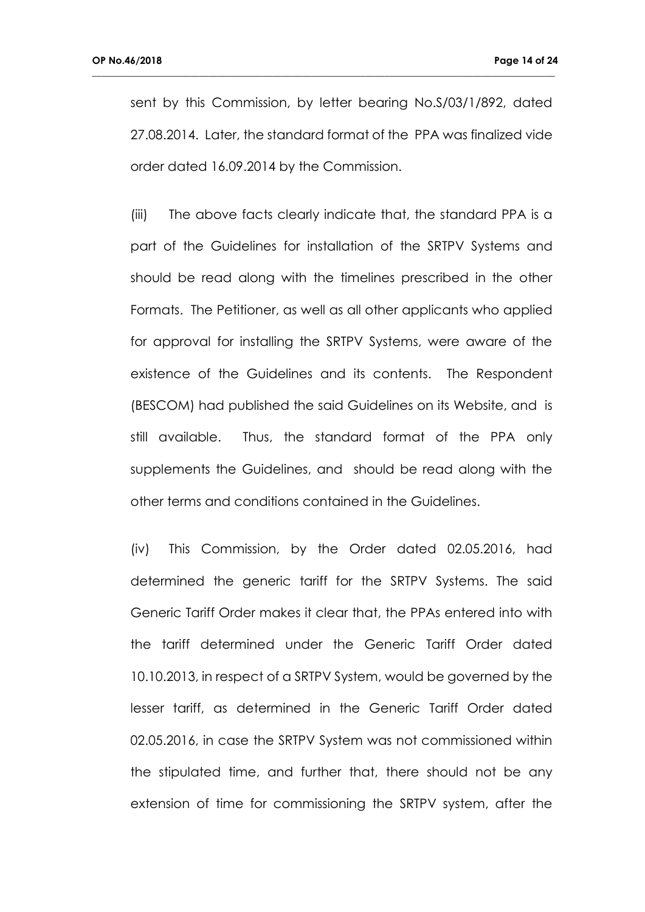sent by this Commission, by letter bearing No.S/03/1/892, dated 27.08.2014. Later, the standard format of the PPA was finalized vide order dated 16.09.2014 by the Commission.

(iii) The above facts clearly indicate that, the standard PPA is a part of the Guidelines for installation of the SRTPV Systems and should be read along with the timelines prescribed in the other Formats. The Petitioner, as well as all other applicants who applied for approval for installing the SRTPV Systems, were aware of the existence of the Guidelines and its contents. The Respondent (BESCOM) had published the said Guidelines on its Website, and is still available. Thus, the standard format of the PPA only supplements the Guidelines, and should be read along with the other terms and conditions contained in the Guidelines.

(iv) This Commission, by the Order dated 02.05.2016, had determined the generic tariff for the SRTPV Systems. The said Generic Tariff Order makes it clear that, the PPAs entered into with the tariff determined under the Generic Tariff Order dated 10.10.2013, in respect of a SRTPV System, would be governed by the lesser tariff, as determined in the Generic Tariff Order dated 02.05.2016, in case the SRTPV System was not commissioned within the stipulated time, and further that, there should not be any extension of time for commissioning the SRTPV system, after the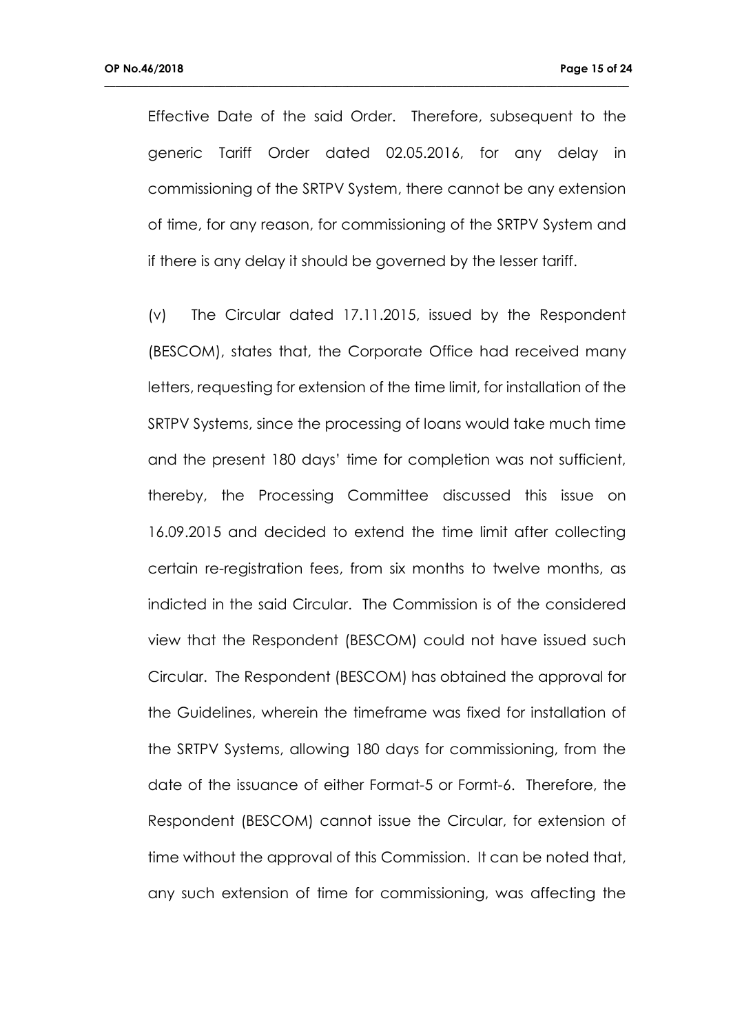Effective Date of the said Order. Therefore, subsequent to the generic Tariff Order dated 02.05.2016, for any delay in commissioning of the SRTPV System, there cannot be any extension of time, for any reason, for commissioning of the SRTPV System and if there is any delay it should be governed by the lesser tariff.

(v) The Circular dated 17.11.2015, issued by the Respondent (BESCOM), states that, the Corporate Office had received many letters, requesting for extension of the time limit, for installation of the SRTPV Systems, since the processing of loans would take much time and the present 180 days' time for completion was not sufficient, thereby, the Processing Committee discussed this issue on 16.09.2015 and decided to extend the time limit after collecting certain re-registration fees, from six months to twelve months, as indicted in the said Circular. The Commission is of the considered view that the Respondent (BESCOM) could not have issued such Circular. The Respondent (BESCOM) has obtained the approval for the Guidelines, wherein the timeframe was fixed for installation of the SRTPV Systems, allowing 180 days for commissioning, from the date of the issuance of either Format-5 or Formt-6. Therefore, the Respondent (BESCOM) cannot issue the Circular, for extension of time without the approval of this Commission. It can be noted that, any such extension of time for commissioning, was affecting the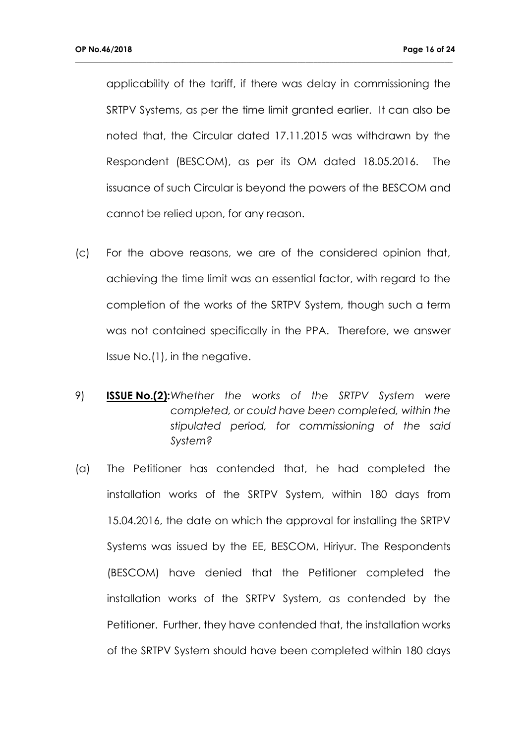applicability of the tariff, if there was delay in commissioning the SRTPV Systems, as per the time limit granted earlier. It can also be noted that, the Circular dated 17.11.2015 was withdrawn by the Respondent (BESCOM), as per its OM dated 18.05.2016. The issuance of such Circular is beyond the powers of the BESCOM and cannot be relied upon, for any reason.

(c) For the above reasons, we are of the considered opinion that, achieving the time limit was an essential factor, with regard to the completion of the works of the SRTPV System, though such a term was not contained specifically in the PPA. Therefore, we answer Issue No.(1), in the negative.

9) **ISSUE No.(2):** *Whether the works of the SRTPV System were completed, or could have been completed, within the stipulated period, for commissioning of the said System?*

(a) The Petitioner has contended that, he had completed the installation works of the SRTPV System, within 180 days from 15.04.2016, the date on which the approval for installing the SRTPV Systems was issued by the EE, BESCOM, Hiriyur. The Respondents (BESCOM) have denied that the Petitioner completed the installation works of the SRTPV System, as contended by the Petitioner. Further, they have contended that, the installation works of the SRTPV System should have been completed within 180 days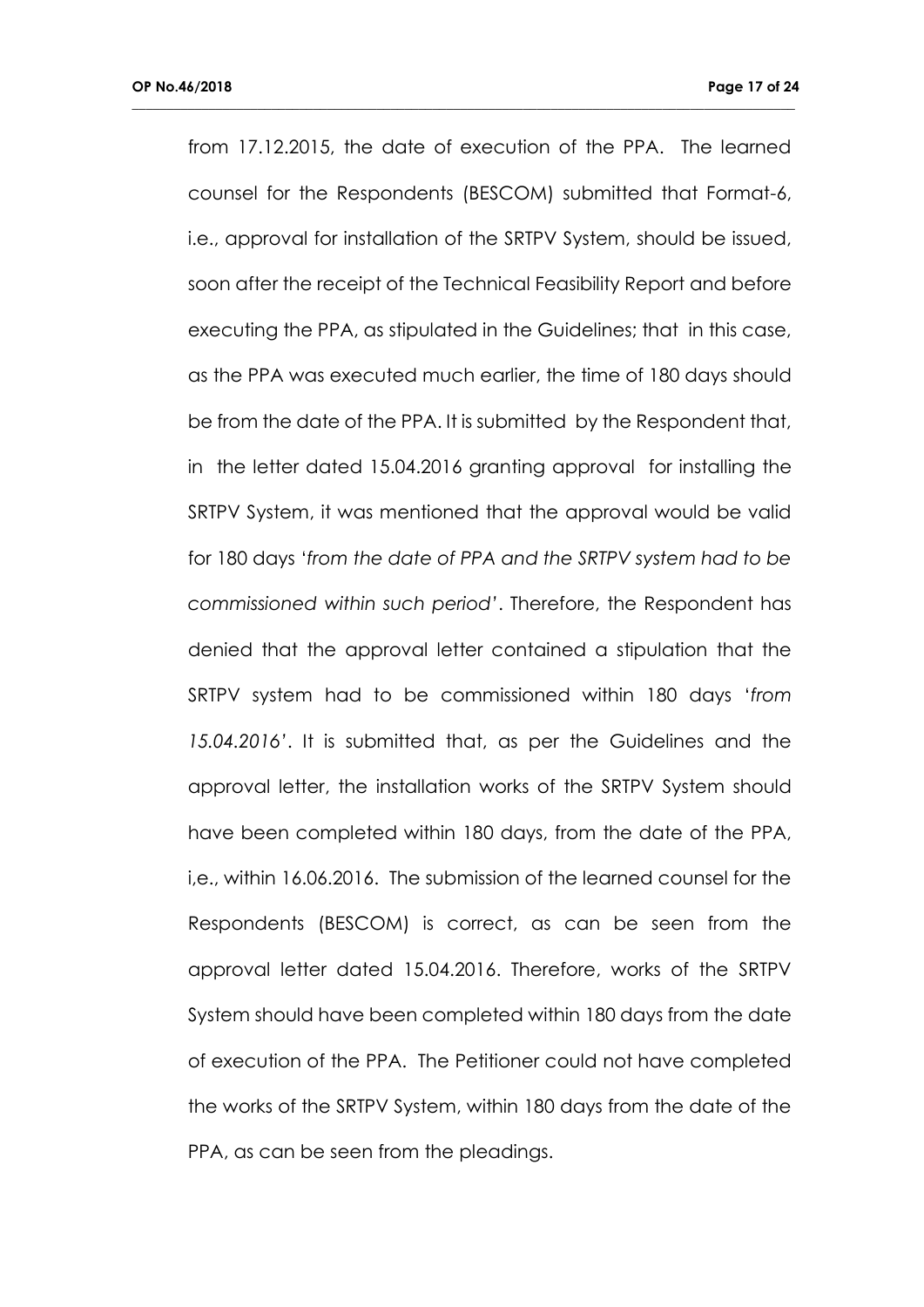from 17.12.2015, the date of execution of the PPA. The learned counsel for the Respondents (BESCOM) submitted that Format-6, i.e., approval for installation of the SRTPV System, should be issued, soon after the receipt of the Technical Feasibility Report and before executing the PPA, as stipulated in the Guidelines; that in this case, as the PPA was executed much earlier, the time of 180 days should be from the date of the PPA. It is submitted by the Respondent that, in the letter dated 15.04.2016 granting approval for installing the SRTPV System, it was mentioned that the approval would be valid for 180 days '*from the date of PPA and the SRTPV system had to be commissioned within such period*'. Therefore, the Respondent has denied that the approval letter contained a stipulation that the SRTPV system had to be commissioned within 180 days '*from 15.04.2016*'. It is submitted that, as per the Guidelines and the approval letter, the installation works of the SRTPV System should have been completed within 180 days, from the date of the PPA, i,e., within 16.06.2016. The submission of the learned counsel for the Respondents (BESCOM) is correct, as can be seen from the approval letter dated 15.04.2016. Therefore, works of the SRTPV System should have been completed within 180 days from the date of execution of the PPA. The Petitioner could not have completed the works of the SRTPV System, within 180 days from the date of the PPA, as can be seen from the pleadings.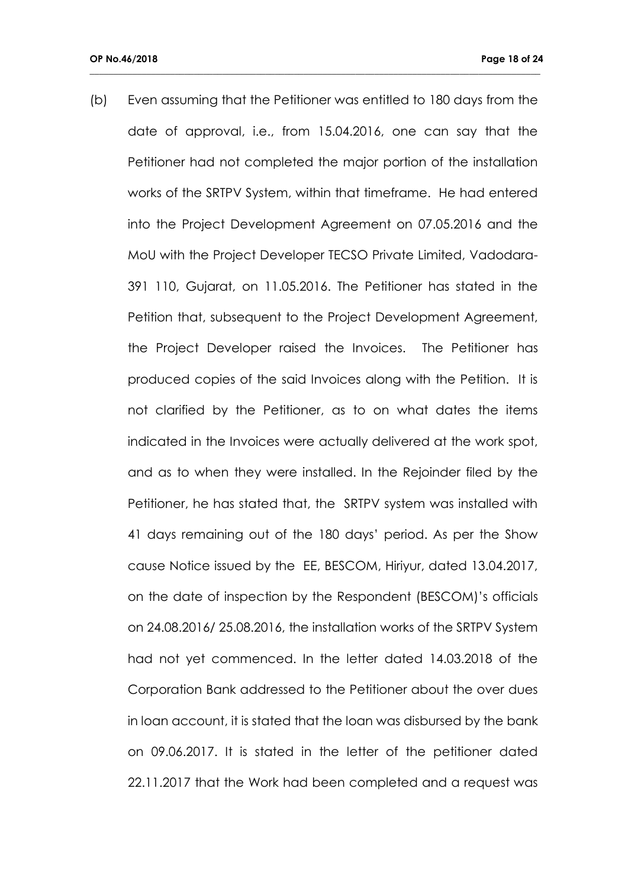(b) Even assuming that the Petitioner was entitled to 180 days from the date of approval, i.e., from 15.04.2016, one can say that the Petitioner had not completed the major portion of the installation works of the SRTPV System, within that timeframe. He had entered into the Project Development Agreement on 07.05.2016 and the MoU with the Project Developer TECSO Private Limited, Vadodara-391 110, Gujarat, on 11.05.2016. The Petitioner has stated in the Petition that, subsequent to the Project Development Agreement, the Project Developer raised the Invoices. The Petitioner has produced copies of the said Invoices along with the Petition. It is not clarified by the Petitioner, as to on what dates the items indicated in the Invoices were actually delivered at the work spot, and as to when they were installed. In the Rejoinder filed by the Petitioner, he has stated that, the SRTPV system was installed with 41 days remaining out of the 180 days' period. As per the Show cause Notice issued by the EE, BESCOM, Hiriyur, dated 13.04.2017, on the date of inspection by the Respondent (BESCOM)'s officials on 24.08.2016/ 25.08.2016, the installation works of the SRTPV System had not yet commenced. In the letter dated 14.03.2018 of the Corporation Bank addressed to the Petitioner about the over dues in loan account, it is stated that the loan was disbursed by the bank on 09.06.2017. It is stated in the letter of the petitioner dated 22.11.2017 that the Work had been completed and a request was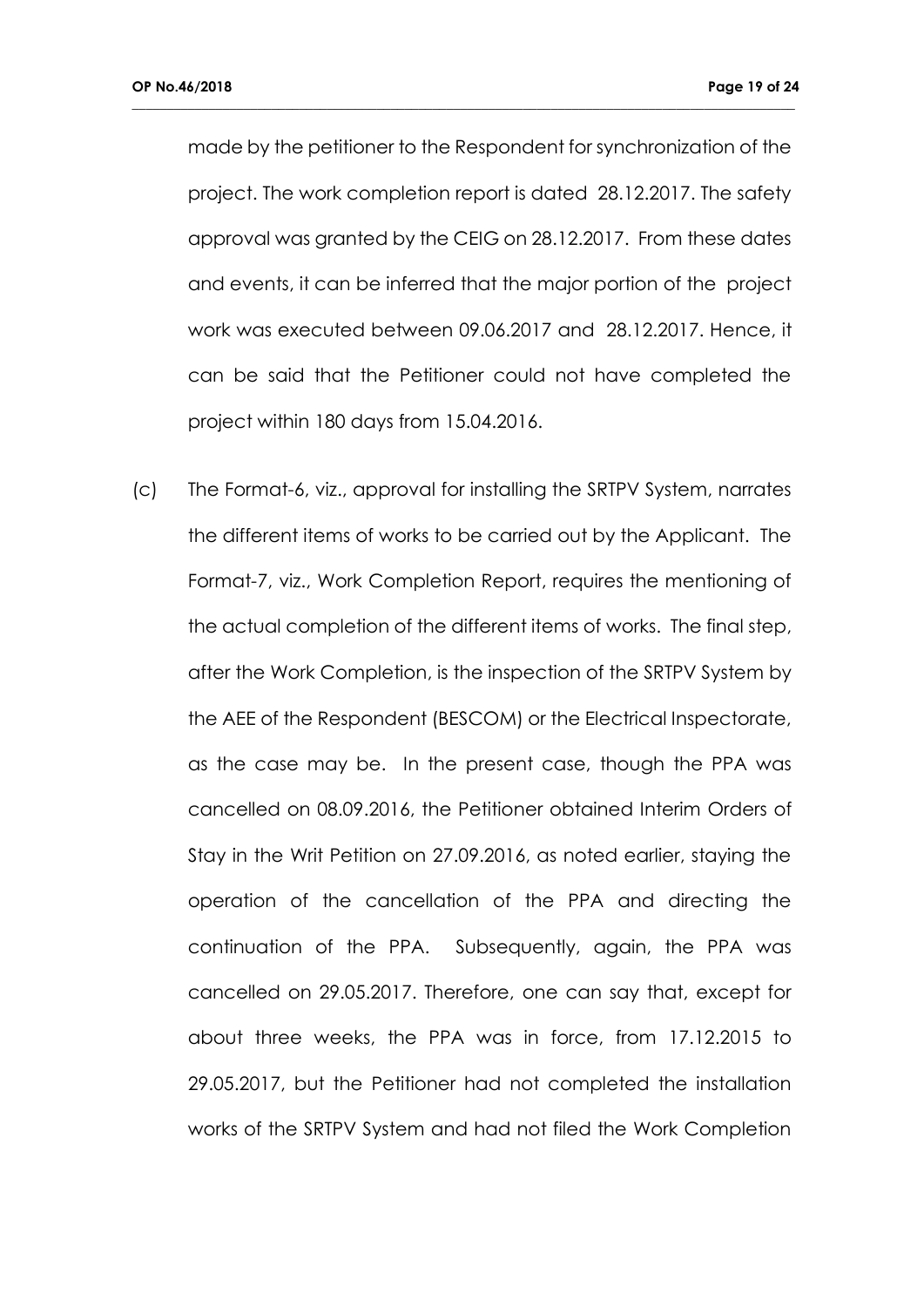made by the petitioner to the Respondent for synchronization of the project. The work completion report is dated 28.12.2017. The safety approval was granted by the CEIG on 28.12.2017. From these dates and events, it can be inferred that the major portion of the project work was executed between 09.06.2017 and 28.12.2017. Hence, it can be said that the Petitioner could not have completed the project within 180 days from 15.04.2016.

(c) The Format-6, viz., approval for installing the SRTPV System, narrates the different items of works to be carried out by the Applicant. The Format-7, viz., Work Completion Report, requires the mentioning of the actual completion of the different items of works. The final step, after the Work Completion, is the inspection of the SRTPV System by the AEE of the Respondent (BESCOM) or the Electrical Inspectorate, as the case may be. In the present case, though the PPA was cancelled on 08.09.2016, the Petitioner obtained Interim Orders of Stay in the Writ Petition on 27.09.2016, as noted earlier, staying the operation of the cancellation of the PPA and directing the continuation of the PPA. Subsequently, again, the PPA was cancelled on 29.05.2017. Therefore, one can say that, except for about three weeks, the PPA was in force, from 17.12.2015 to 29.05.2017, but the Petitioner had not completed the installation works of the SRTPV System and had not filed the Work Completion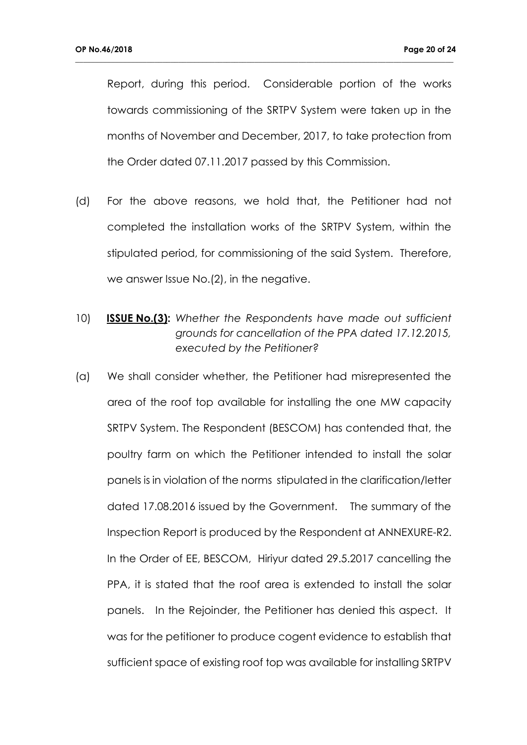Report, during this period. Considerable portion of the works towards commissioning of the SRTPV System were taken up in the months of November and December, 2017, to take protection from the Order dated 07.11.2017 passed by this Commission.

(d) For the above reasons, we hold that, the Petitioner had not completed the installation works of the SRTPV System, within the stipulated period, for commissioning of the said System. Therefore, we answer Issue No.(2), in the negative.

10) **ISSUE No.(3):** *Whether the Respondents have made out sufficient grounds for cancellation of the PPA dated 17.12.2015, executed by the Petitioner?*

(a) We shall consider whether, the Petitioner had misrepresented the area of the roof top available for installing the one MW capacity SRTPV System. The Respondent (BESCOM) has contended that, the poultry farm on which the Petitioner intended to install the solar panels is in violation of the norms stipulated in the clarification/letter dated 17.08.2016 issued by the Government. The summary of the Inspection Report is produced by the Respondent at ANNEXURE-R2. In the Order of EE, BESCOM, Hiriyur dated 29.5.2017 cancelling the PPA, it is stated that the roof area is extended to install the solar panels. In the Rejoinder, the Petitioner has denied this aspect. It was for the petitioner to produce cogent evidence to establish that sufficient space of existing roof top was available for installing SRTPV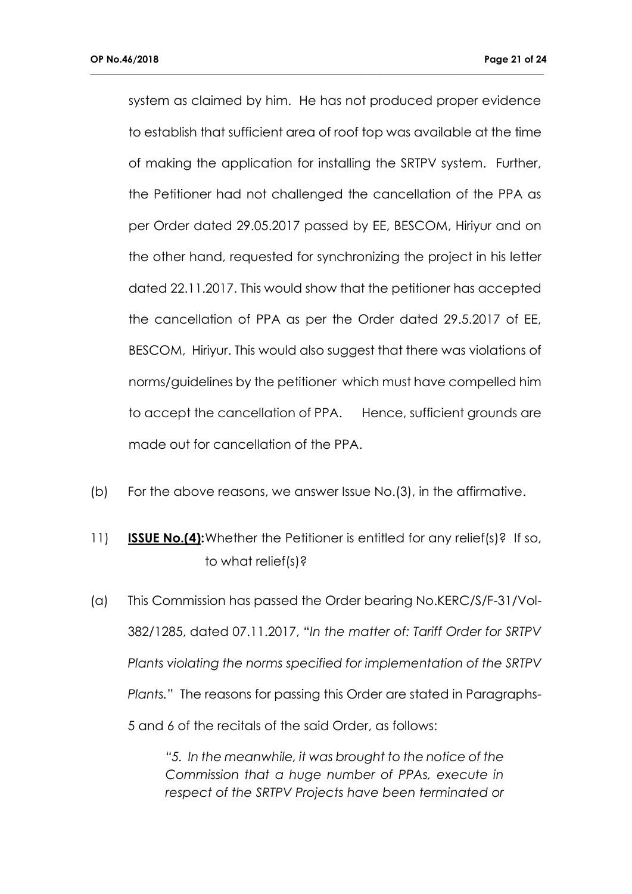system as claimed by him. He has not produced proper evidence to establish that sufficient area of roof top was available at the time of making the application for installing the SRTPV system. Further, the Petitioner had not challenged the cancellation of the PPA as per Order dated 29.05.2017 passed by EE, BESCOM, Hiriyur and on the other hand, requested for synchronizing the project in his letter dated 22.11.2017. This would show that the petitioner has accepted the cancellation of PPA as per the Order dated 29.5.2017 of EE, BESCOM, Hiriyur. This would also suggest that there was violations of norms/guidelines by the petitioner which must have compelled him to accept the cancellation of PPA. Hence, sufficient grounds are made out for cancellation of the PPA.

(b) For the above reasons, we answer Issue No.(3), in the affirmative.

11) **ISSUE No.(4):** Whether the Petitioner is entitled for any relief(s)? If so, to what relief(s)?

(a) This Commission has passed the Order bearing No.KERC/S/F-31/Vol-382/1285, dated 07.11.2017, "*In the matter of: Tariff Order for SRTPV Plants violating the norms specified for implementation of the SRTPV Plants.*" The reasons for passing this Order are stated in Paragraphs-5 and 6 of the recitals of the said Order, as follows:

> *"5. In the meanwhile, it was brought to the notice of the Commission that a huge number of PPAs, execute in respect of the SRTPV Projects have been terminated or*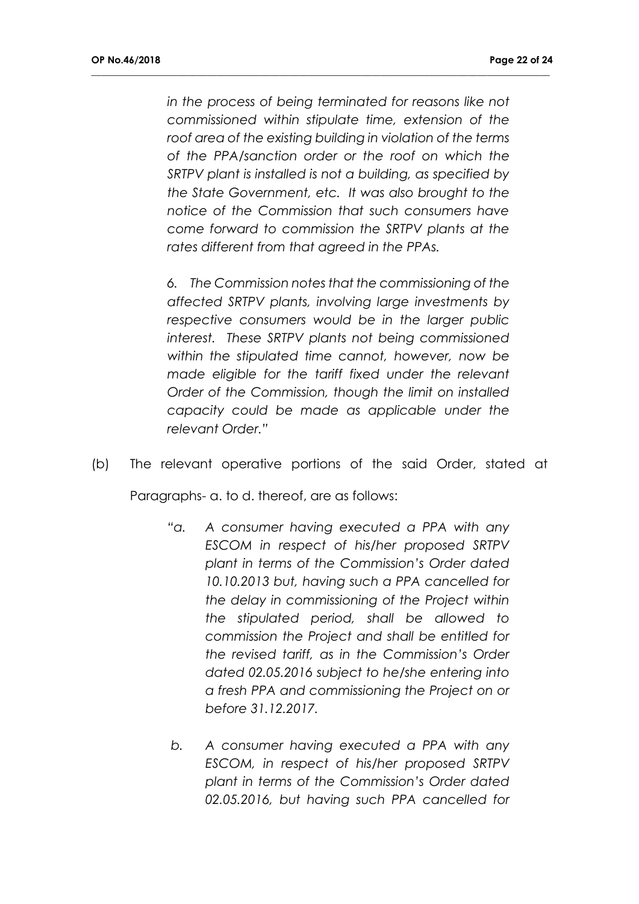*in the process of being terminated for reasons like not commissioned within stipulate time, extension of the roof area of the existing building in violation of the terms of the PPA/sanction order or the roof on which the SRTPV plant is installed is not a building, as specified by the State Government, etc. It was also brought to the notice of the Commission that such consumers have come forward to commission the SRTPV plants at the rates different from that agreed in the PPAs.*

*6. The Commission notes that the commissioning of the affected SRTPV plants, involving large investments by respective consumers would be in the larger public interest. These SRTPV plants not being commissioned within the stipulated time cannot, however, now be made eligible for the tariff fixed under the relevant Order of the Commission, though the limit on installed capacity could be made as applicable under the relevant Order."*

(b) The relevant operative portions of the said Order, stated at Paragraphs- a. to d. thereof, are as follows:

> *"a. A consumer having executed a PPA with any ESCOM in respect of his/her proposed SRTPV plant in terms of the Commission's Order dated 10.10.2013 but, having such a PPA cancelled for the delay in commissioning of the Project within the stipulated period, shall be allowed to commission the Project and shall be entitled for the revised tariff, as in the Commission's Order dated 02.05.2016 subject to he/she entering into a fresh PPA and commissioning the Project on or before 31.12.2017.*
>
> *b. A consumer having executed a PPA with any ESCOM, in respect of his/her proposed SRTPV plant in terms of the Commission's Order dated 02.05.2016, but having such PPA cancelled for*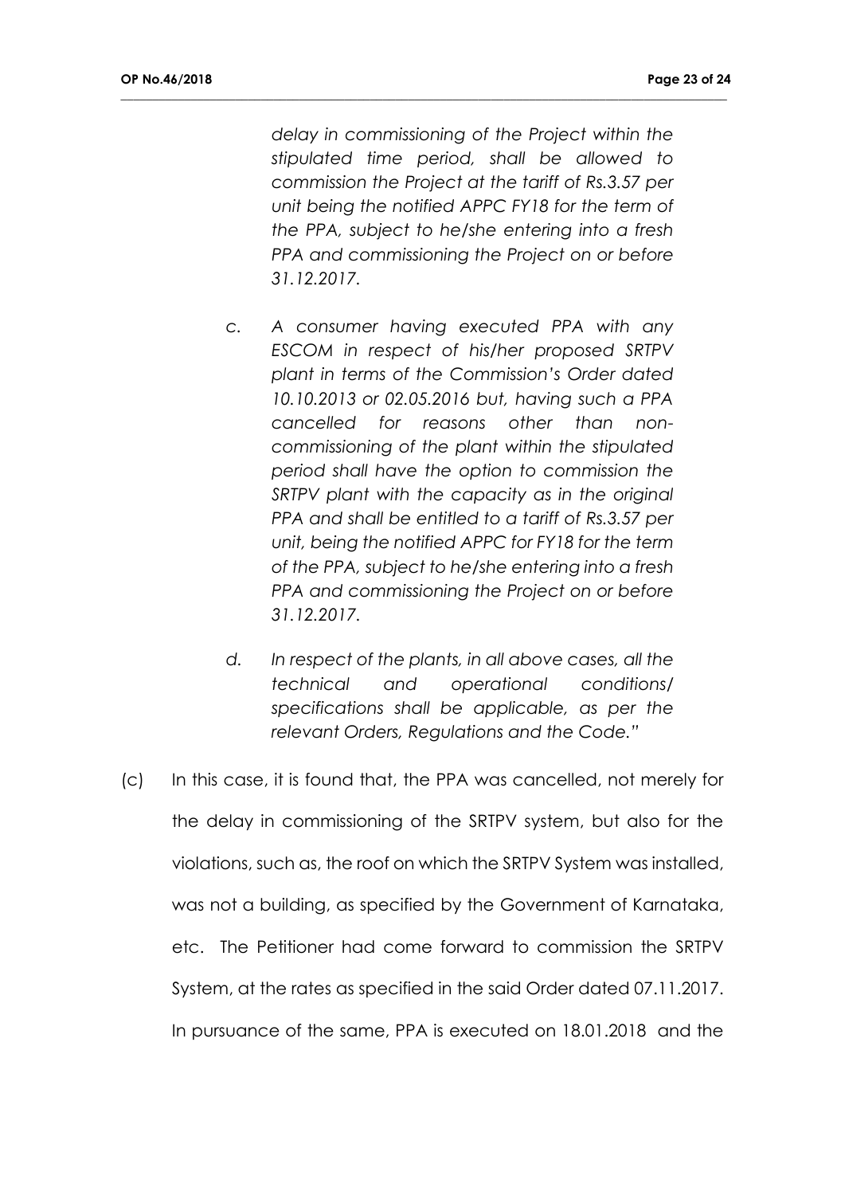*delay in commissioning of the Project within the stipulated time period, shall be allowed to commission the Project at the tariff of Rs.3.57 per unit being the notified APPC FY18 for the term of the PPA, subject to he/she entering into a fresh PPA and commissioning the Project on or before 31.12.2017.*

c. *A consumer having executed PPA with any ESCOM in respect of his/her proposed SRTPV plant in terms of the Commission's Order dated 10.10.2013 or 02.05.2016 but, having such a PPA cancelled for reasons other than non-commissioning of the plant within the stipulated period shall have the option to commission the SRTPV plant with the capacity as in the original PPA and shall be entitled to a tariff of Rs.3.57 per unit, being the notified APPC for FY18 for the term of the PPA, subject to he/she entering into a fresh PPA and commissioning the Project on or before 31.12.2017.*

d. *In respect of the plants, in all above cases, all the technical and operational conditions/ specifications shall be applicable, as per the relevant Orders, Regulations and the Code."*

(c) In this case, it is found that, the PPA was cancelled, not merely for the delay in commissioning of the SRTPV system, but also for the violations, such as, the roof on which the SRTPV System was installed, was not a building, as specified by the Government of Karnataka, etc. The Petitioner had come forward to commission the SRTPV System, at the rates as specified in the said Order dated 07.11.2017. In pursuance of the same, PPA is executed on 18.01.2018 and the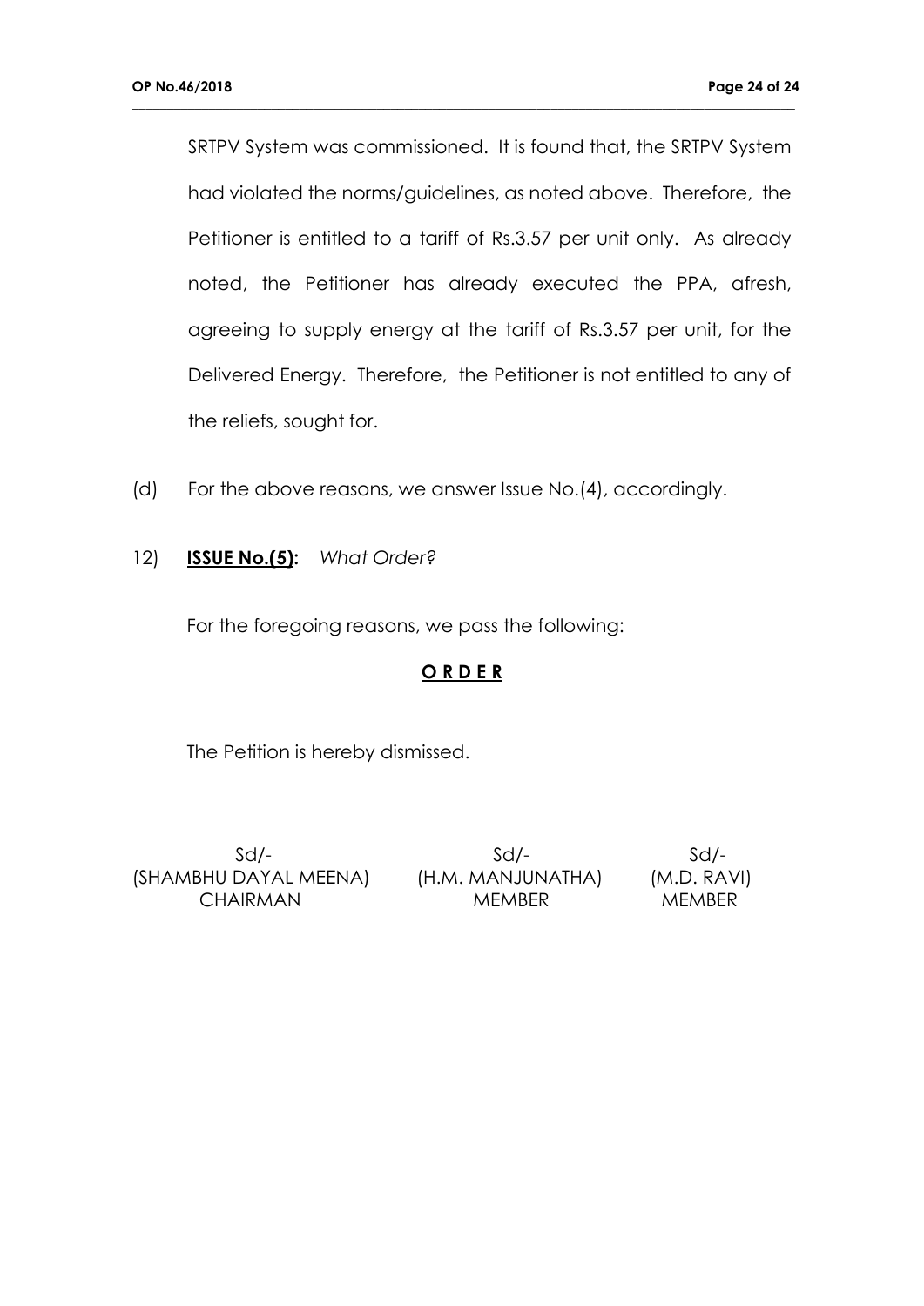SRTPV System was commissioned. It is found that, the SRTPV System had violated the norms/guidelines, as noted above. Therefore, the Petitioner is entitled to a tariff of Rs.3.57 per unit only. As already noted, the Petitioner has already executed the PPA, afresh, agreeing to supply energy at the tariff of Rs.3.57 per unit, for the Delivered Energy. Therefore, the Petitioner is not entitled to any of the reliefs, sought for.

(d) For the above reasons, we answer Issue No.(4), accordingly.

12) **ISSUE No.(5):** *What Order?*

For the foregoing reasons, we pass the following:

**O R D E R**

The Petition is hereby dismissed.

| | | |
|---|---|---|
| Sd/- | Sd/- | Sd/- |
| (SHAMBHU DAYAL MEENA) | (H.M. MANJUNATHA) | (M.D. RAVI) |
| CHAIRMAN | MEMBER | MEMBER |